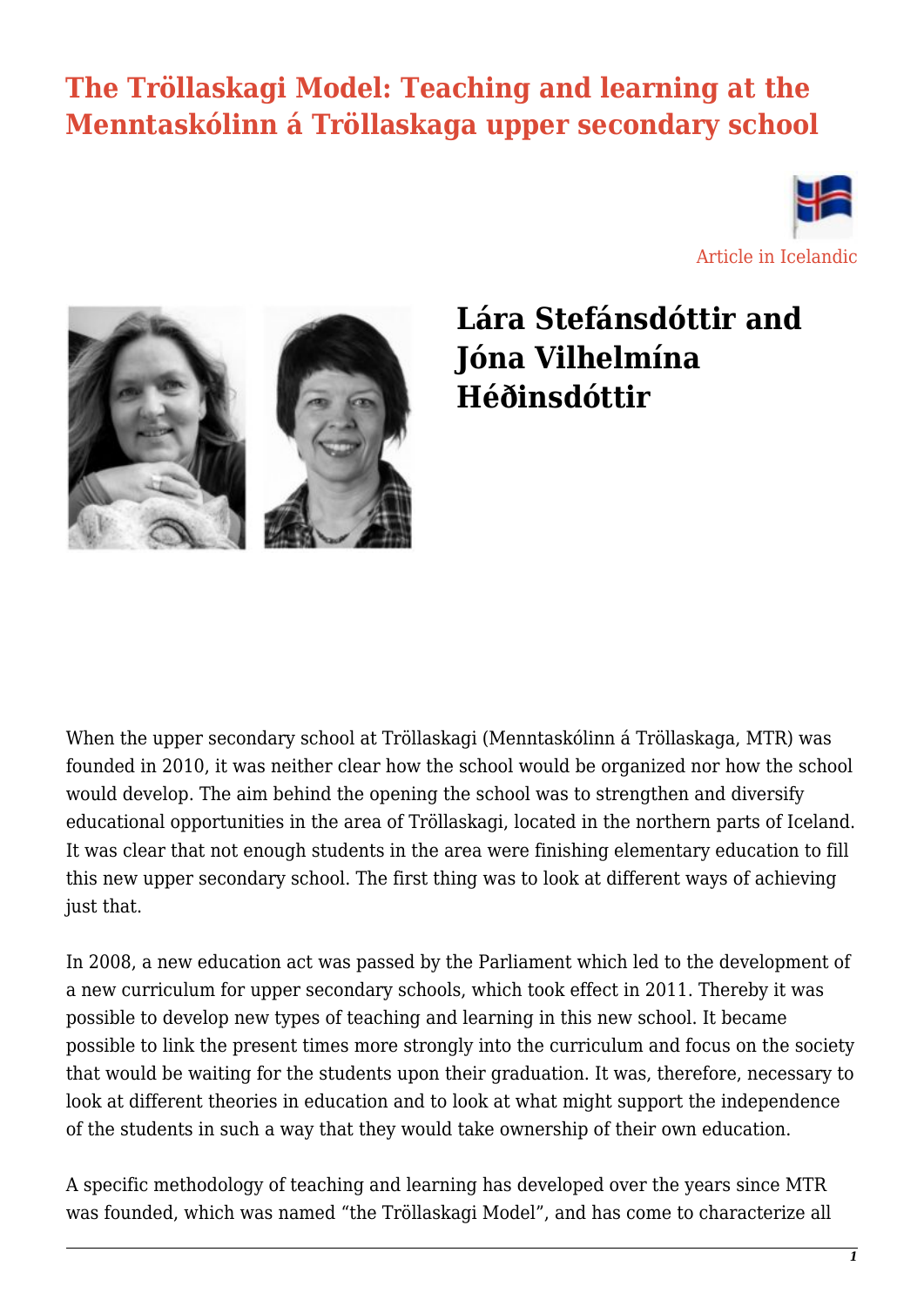# The Tröllaskagi Model: Teaching and learning at the Menntaskólinn á Tröllaskaga upper secondary school

Article in Icelandic

## Lára Stefánsdóttir and Jóna Vilhelmína Héðinsdóttir

When the upper secondary school at Tröllaskagi (Menntaskólinn á Tröllaskaga, MTR) was founded in 2010, it was neither clear how the school would be organized nor how the school would develop. The aim behind the opening the school was to strengthen and diversify educational opportunities in the area of Tröllaskagi, located in the northern parts of Iceland. It was clear that not enough students in the area were finishing elementary education to fill this new upper secondary school. The first thing was to look at different ways of achieving just that.

In 2008, a new education act was passed by the Parliament which led to the development of a new curriculum for upper secondary schools, which took effect in 2011. Thereby it was possible to develop new types of teaching and learning in this new school. It became possible to link the present times more strongly into the curriculum and focus on the society that would be waiting for the students upon their graduation. It was, therefore, necessary to look at different theories in education and to look at what might support the independence of the students in such a way that they would take ownership of their own education.

A specific methodology of teaching and learning has developed over the years since MTR was founded, which was named "the Tröllaskagi Model", and has come to characterize all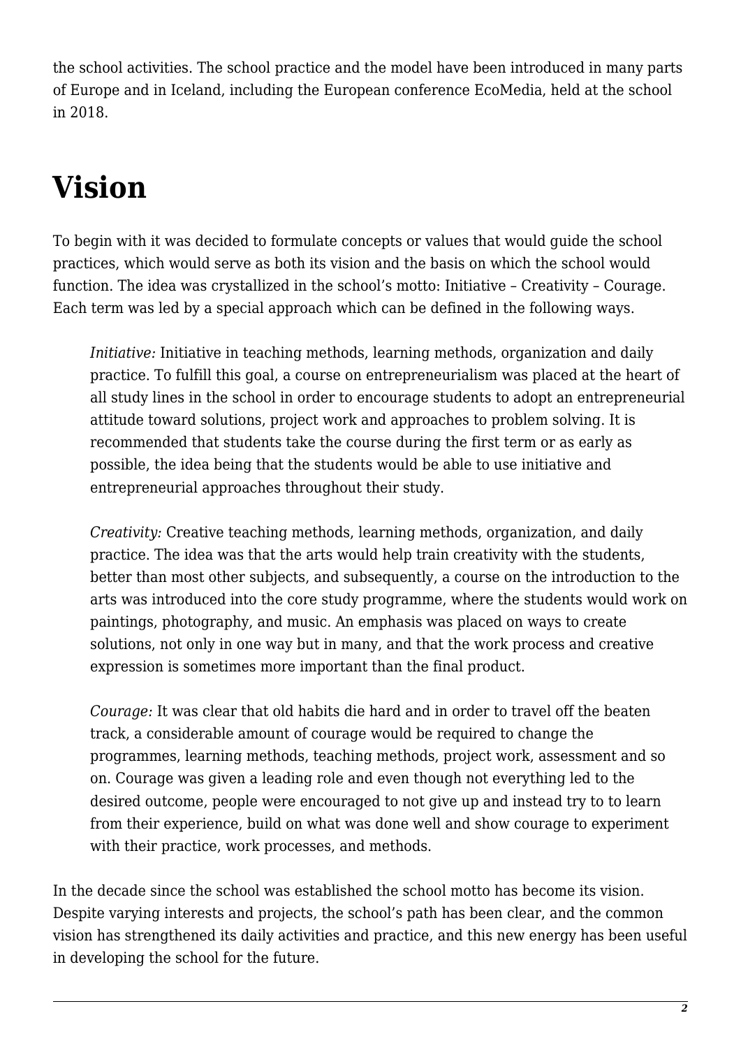the school activities. The school practice and the model have been introduced in many parts of Europe and in Iceland, including the European conference EcoMedia, held at the school in 2018.

# Vision

To begin with it was decided to formulate concepts or values that would guide the school practices, which would serve as both its vision and the basis on which the school would function. The idea was crystallized in the school's motto: Initiative – Creativity – Courage. Each term was led by a special approach which can be defined in the following ways.

> *Initiative:* Initiative in teaching methods, learning methods, organization and daily practice. To fulfill this goal, a course on entrepreneurialism was placed at the heart of all study lines in the school in order to encourage students to adopt an entrepreneurial attitude toward solutions, project work and approaches to problem solving. It is recommended that students take the course during the first term or as early as possible, the idea being that the students would be able to use initiative and entrepreneurial approaches throughout their study.
>
> *Creativity:* Creative teaching methods, learning methods, organization, and daily practice. The idea was that the arts would help train creativity with the students, better than most other subjects, and subsequently, a course on the introduction to the arts was introduced into the core study programme, where the students would work on paintings, photography, and music. An emphasis was placed on ways to create solutions, not only in one way but in many, and that the work process and creative expression is sometimes more important than the final product.
>
> *Courage:* It was clear that old habits die hard and in order to travel off the beaten track, a considerable amount of courage would be required to change the programmes, learning methods, teaching methods, project work, assessment and so on. Courage was given a leading role and even though not everything led to the desired outcome, people were encouraged to not give up and instead try to to learn from their experience, build on what was done well and show courage to experiment with their practice, work processes, and methods.

In the decade since the school was established the school motto has become its vision. Despite varying interests and projects, the school's path has been clear, and the common vision has strengthened its daily activities and practice, and this new energy has been useful in developing the school for the future.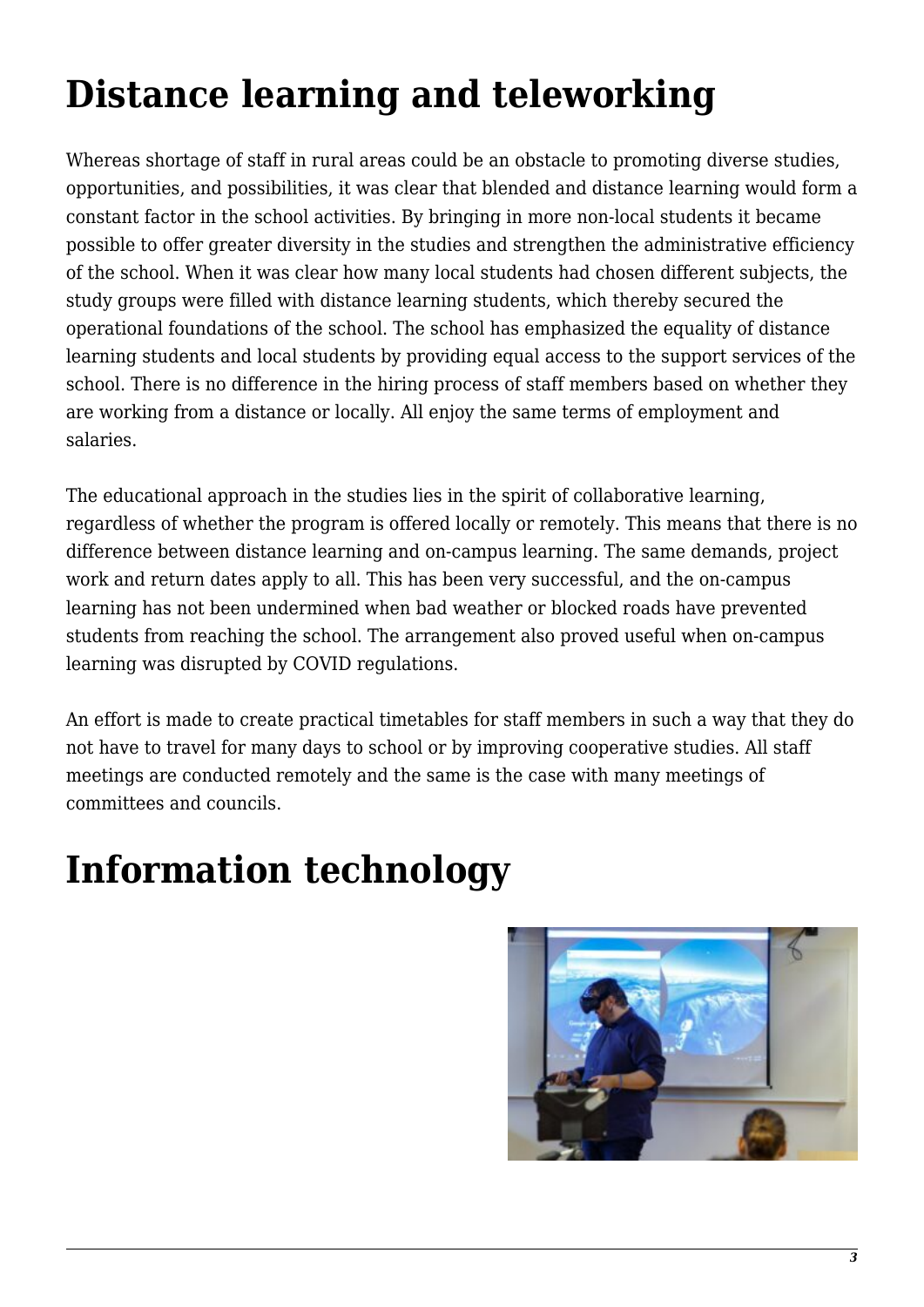# Distance learning and teleworking

Whereas shortage of staff in rural areas could be an obstacle to promoting diverse studies, opportunities, and possibilities, it was clear that blended and distance learning would form a constant factor in the school activities. By bringing in more non-local students it became possible to offer greater diversity in the studies and strengthen the administrative efficiency of the school. When it was clear how many local students had chosen different subjects, the study groups were filled with distance learning students, which thereby secured the operational foundations of the school. The school has emphasized the equality of distance learning students and local students by providing equal access to the support services of the school. There is no difference in the hiring process of staff members based on whether they are working from a distance or locally. All enjoy the same terms of employment and salaries.

The educational approach in the studies lies in the spirit of collaborative learning, regardless of whether the program is offered locally or remotely. This means that there is no difference between distance learning and on-campus learning. The same demands, project work and return dates apply to all. This has been very successful, and the on-campus learning has not been undermined when bad weather or blocked roads have prevented students from reaching the school. The arrangement also proved useful when on-campus learning was disrupted by COVID regulations.

An effort is made to create practical timetables for staff members in such a way that they do not have to travel for many days to school or by improving cooperative studies. All staff meetings are conducted remotely and the same is the case with many meetings of committees and councils.

# Information technology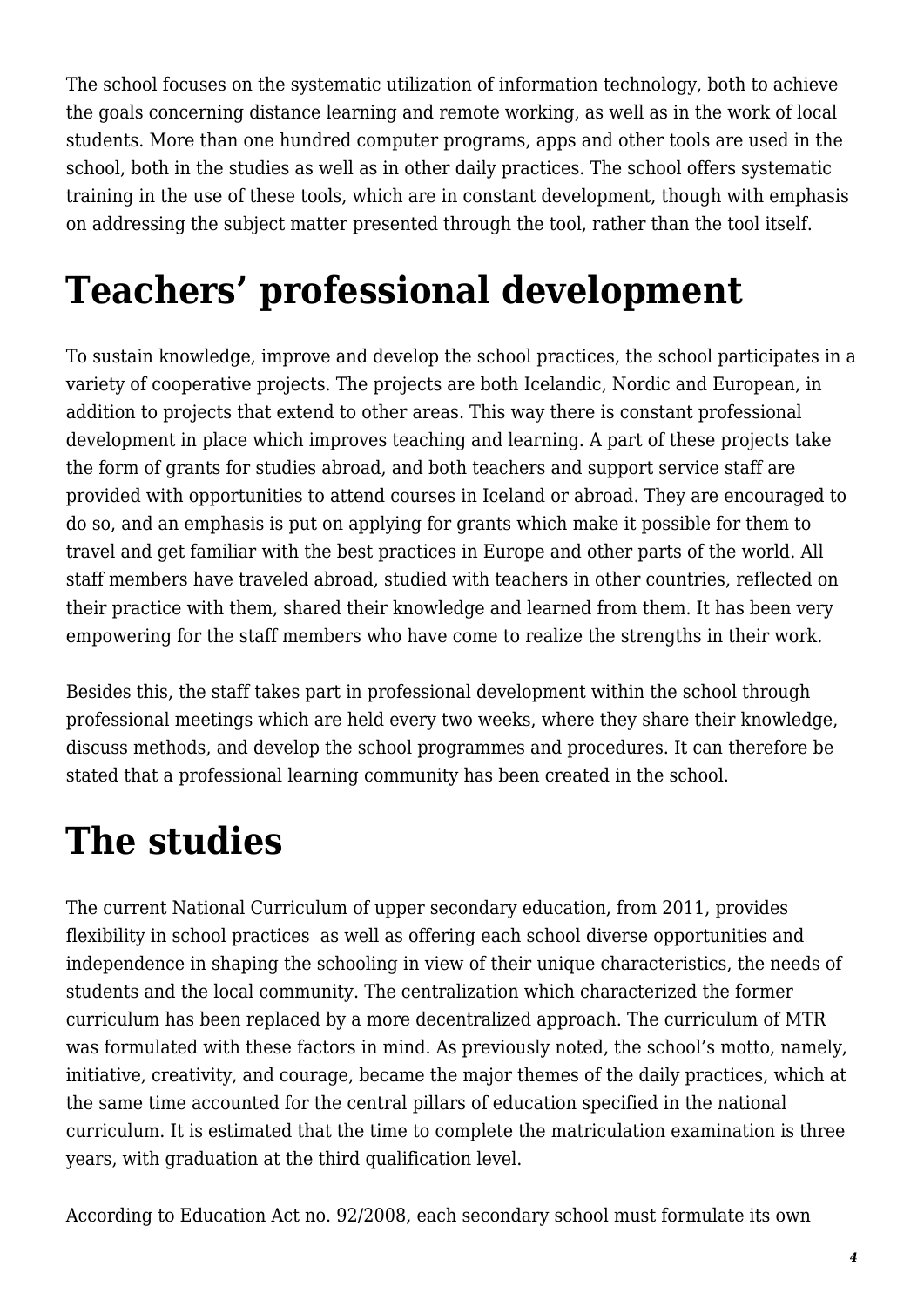The school focuses on the systematic utilization of information technology, both to achieve the goals concerning distance learning and remote working, as well as in the work of local students. More than one hundred computer programs, apps and other tools are used in the school, both in the studies as well as in other daily practices. The school offers systematic training in the use of these tools, which are in constant development, though with emphasis on addressing the subject matter presented through the tool, rather than the tool itself.

# Teachers' professional development

To sustain knowledge, improve and develop the school practices, the school participates in a variety of cooperative projects. The projects are both Icelandic, Nordic and European, in addition to projects that extend to other areas. This way there is constant professional development in place which improves teaching and learning. A part of these projects take the form of grants for studies abroad, and both teachers and support service staff are provided with opportunities to attend courses in Iceland or abroad. They are encouraged to do so, and an emphasis is put on applying for grants which make it possible for them to travel and get familiar with the best practices in Europe and other parts of the world. All staff members have traveled abroad, studied with teachers in other countries, reflected on their practice with them, shared their knowledge and learned from them. It has been very empowering for the staff members who have come to realize the strengths in their work.

Besides this, the staff takes part in professional development within the school through professional meetings which are held every two weeks, where they share their knowledge, discuss methods, and develop the school programmes and procedures. It can therefore be stated that a professional learning community has been created in the school.

# The studies

The current National Curriculum of upper secondary education, from 2011, provides flexibility in school practices as well as offering each school diverse opportunities and independence in shaping the schooling in view of their unique characteristics, the needs of students and the local community. The centralization which characterized the former curriculum has been replaced by a more decentralized approach. The curriculum of MTR was formulated with these factors in mind. As previously noted, the school's motto, namely, initiative, creativity, and courage, became the major themes of the daily practices, which at the same time accounted for the central pillars of education specified in the national curriculum. It is estimated that the time to complete the matriculation examination is three years, with graduation at the third qualification level.

According to Education Act no. 92/2008, each secondary school must formulate its own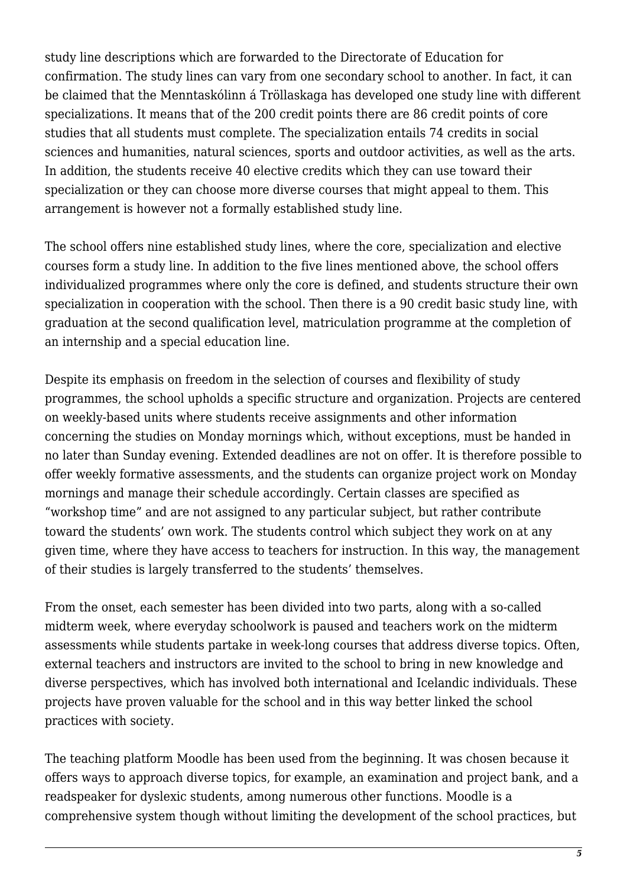study line descriptions which are forwarded to the Directorate of Education for confirmation. The study lines can vary from one secondary school to another. In fact, it can be claimed that the Menntaskólinn á Tröllaskaga has developed one study line with different specializations. It means that of the 200 credit points there are 86 credit points of core studies that all students must complete. The specialization entails 74 credits in social sciences and humanities, natural sciences, sports and outdoor activities, as well as the arts. In addition, the students receive 40 elective credits which they can use toward their specialization or they can choose more diverse courses that might appeal to them. This arrangement is however not a formally established study line.

The school offers nine established study lines, where the core, specialization and elective courses form a study line. In addition to the five lines mentioned above, the school offers individualized programmes where only the core is defined, and students structure their own specialization in cooperation with the school. Then there is a 90 credit basic study line, with graduation at the second qualification level, matriculation programme at the completion of an internship and a special education line.

Despite its emphasis on freedom in the selection of courses and flexibility of study programmes, the school upholds a specific structure and organization. Projects are centered on weekly-based units where students receive assignments and other information concerning the studies on Monday mornings which, without exceptions, must be handed in no later than Sunday evening. Extended deadlines are not on offer. It is therefore possible to offer weekly formative assessments, and the students can organize project work on Monday mornings and manage their schedule accordingly. Certain classes are specified as "workshop time" and are not assigned to any particular subject, but rather contribute toward the students' own work. The students control which subject they work on at any given time, where they have access to teachers for instruction. In this way, the management of their studies is largely transferred to the students' themselves.

From the onset, each semester has been divided into two parts, along with a so-called midterm week, where everyday schoolwork is paused and teachers work on the midterm assessments while students partake in week-long courses that address diverse topics. Often, external teachers and instructors are invited to the school to bring in new knowledge and diverse perspectives, which has involved both international and Icelandic individuals. These projects have proven valuable for the school and in this way better linked the school practices with society.

The teaching platform Moodle has been used from the beginning. It was chosen because it offers ways to approach diverse topics, for example, an examination and project bank, and a readspeaker for dyslexic students, among numerous other functions. Moodle is a comprehensive system though without limiting the development of the school practices, but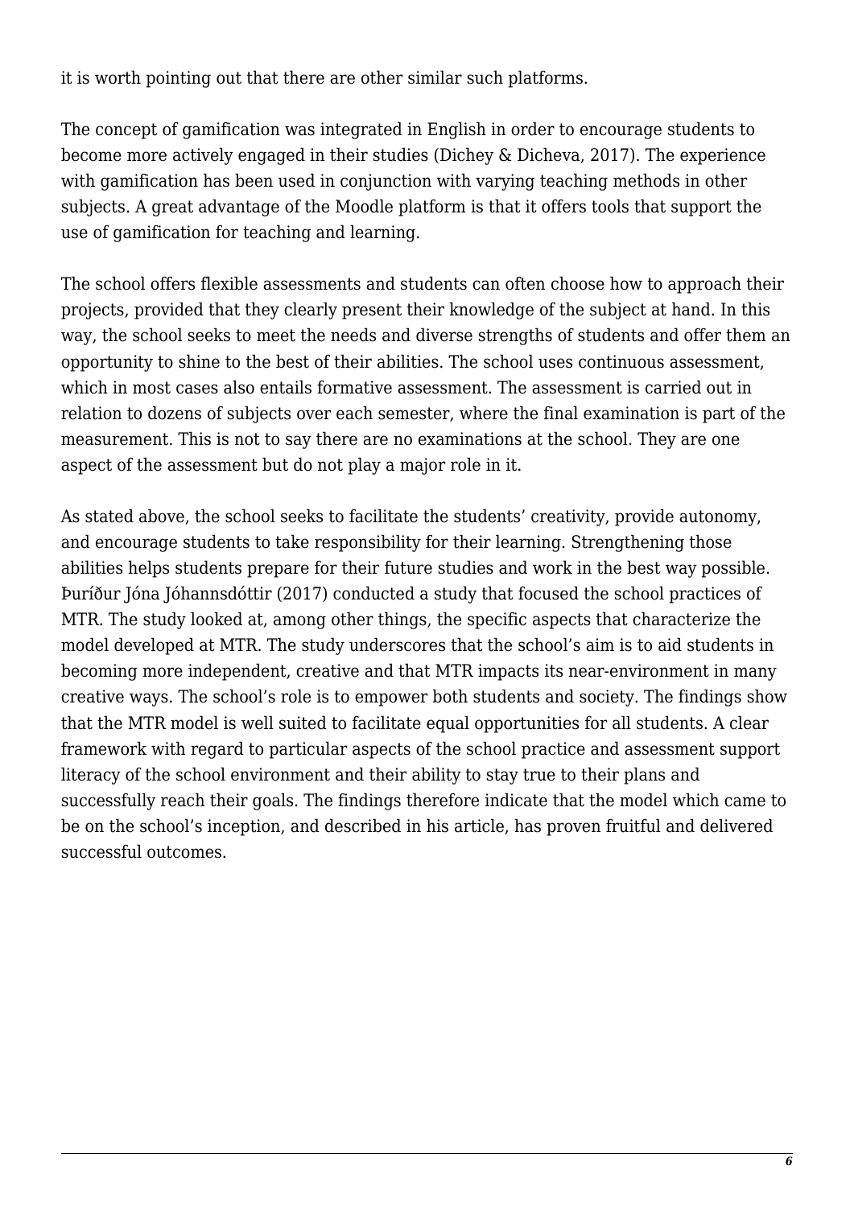it is worth pointing out that there are other similar such platforms.

The concept of gamification was integrated in English in order to encourage students to become more actively engaged in their studies (Dichey & Dicheva, 2017). The experience with gamification has been used in conjunction with varying teaching methods in other subjects. A great advantage of the Moodle platform is that it offers tools that support the use of gamification for teaching and learning.

The school offers flexible assessments and students can often choose how to approach their projects, provided that they clearly present their knowledge of the subject at hand. In this way, the school seeks to meet the needs and diverse strengths of students and offer them an opportunity to shine to the best of their abilities. The school uses continuous assessment, which in most cases also entails formative assessment. The assessment is carried out in relation to dozens of subjects over each semester, where the final examination is part of the measurement. This is not to say there are no examinations at the school. They are one aspect of the assessment but do not play a major role in it.

As stated above, the school seeks to facilitate the students' creativity, provide autonomy, and encourage students to take responsibility for their learning. Strengthening those abilities helps students prepare for their future studies and work in the best way possible. Þuríður Jóna Jóhannsdóttir (2017) conducted a study that focused the school practices of MTR. The study looked at, among other things, the specific aspects that characterize the model developed at MTR. The study underscores that the school's aim is to aid students in becoming more independent, creative and that MTR impacts its near-environment in many creative ways. The school's role is to empower both students and society. The findings show that the MTR model is well suited to facilitate equal opportunities for all students. A clear framework with regard to particular aspects of the school practice and assessment support literacy of the school environment and their ability to stay true to their plans and successfully reach their goals. The findings therefore indicate that the model which came to be on the school's inception, and described in his article, has proven fruitful and delivered successful outcomes.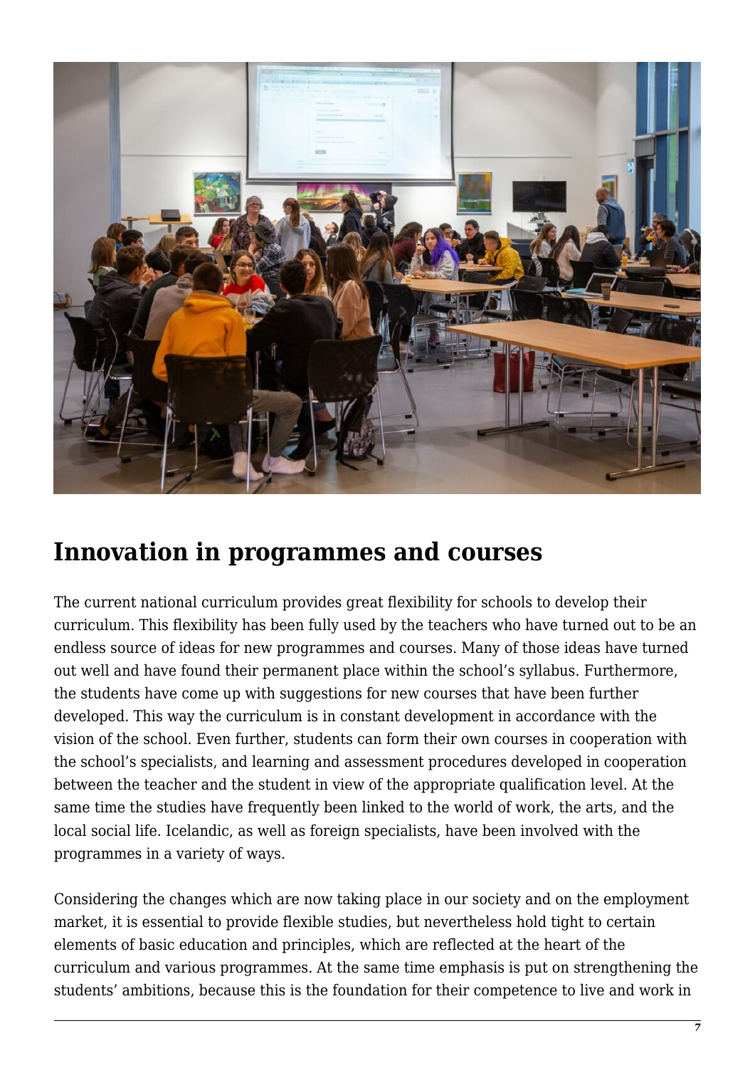## Innovation in programmes and courses

The current national curriculum provides great flexibility for schools to develop their curriculum. This flexibility has been fully used by the teachers who have turned out to be an endless source of ideas for new programmes and courses. Many of those ideas have turned out well and have found their permanent place within the school's syllabus. Furthermore, the students have come up with suggestions for new courses that have been further developed. This way the curriculum is in constant development in accordance with the vision of the school. Even further, students can form their own courses in cooperation with the school's specialists, and learning and assessment procedures developed in cooperation between the teacher and the student in view of the appropriate qualification level. At the same time the studies have frequently been linked to the world of work, the arts, and the local social life. Icelandic, as well as foreign specialists, have been involved with the programmes in a variety of ways.

Considering the changes which are now taking place in our society and on the employment market, it is essential to provide flexible studies, but nevertheless hold tight to certain elements of basic education and principles, which are reflected at the heart of the curriculum and various programmes. At the same time emphasis is put on strengthening the students' ambitions, because this is the foundation for their competence to live and work in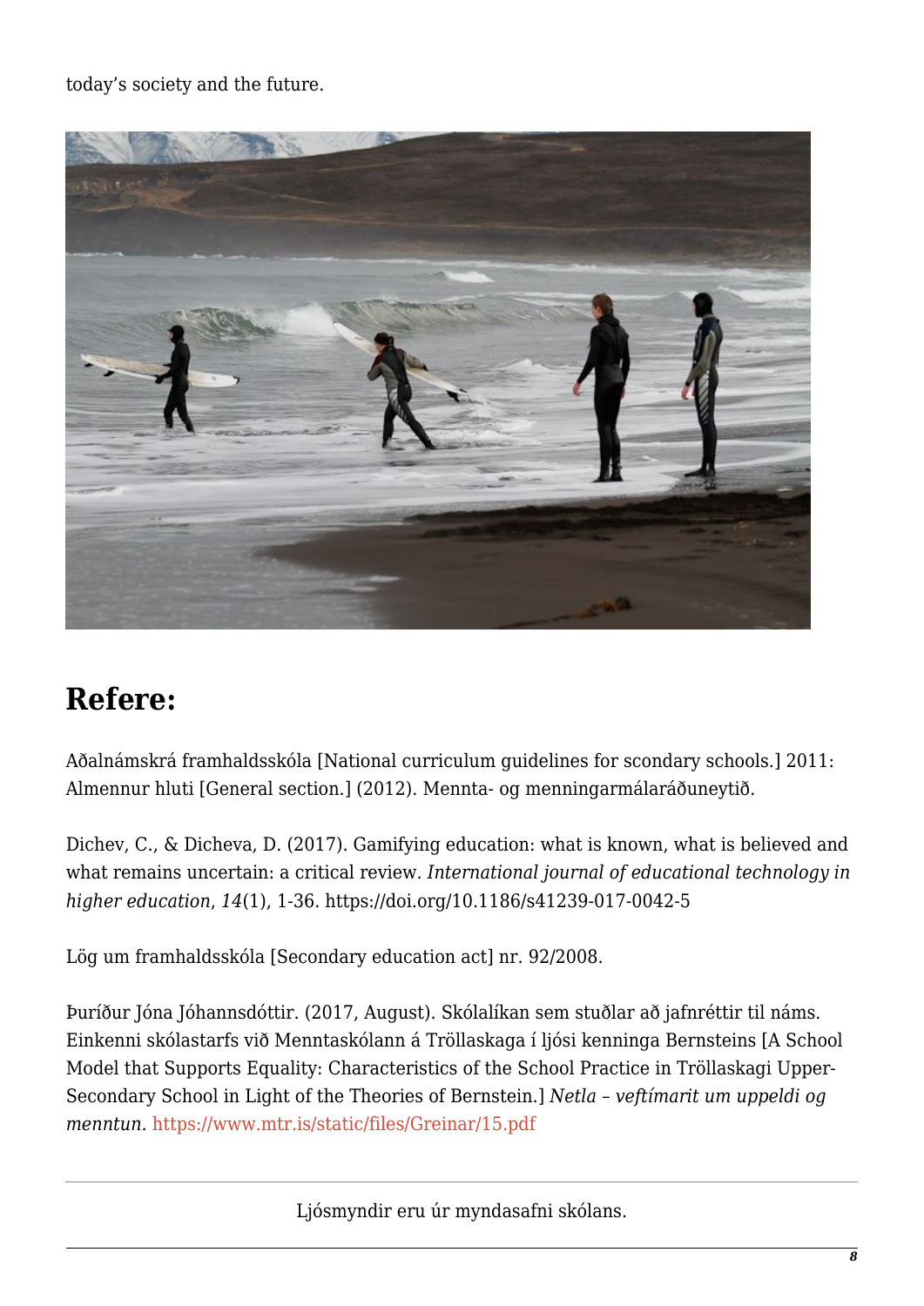today's society and the future.

## Refere:

Aðalnámskrá framhaldsskóla [National curriculum guidelines for scondary schools.] 2011: Almennur hluti [General section.] (2012). Mennta- og menningarmálaráðuneytið.

Dichev, C., & Dicheva, D. (2017). Gamifying education: what is known, what is believed and what remains uncertain: a critical review. *International journal of educational technology in higher education*, *14*(1), 1-36. https://doi.org/10.1186/s41239-017-0042-5

Lög um framhaldsskóla [Secondary education act] nr. 92/2008.

Þuríður Jóna Jóhannsdóttir. (2017, August). Skólalíkan sem stuðlar að jafnréttir til náms. Einkenni skólastarfs við Menntaskólann á Tröllaskaga í ljósi kenninga Bernsteins [A School Model that Supports Equality: Characteristics of the School Practice in Tröllaskagi Upper-Secondary School in Light of the Theories of Bernstein.] *Netla – veftímarit um uppeldi og menntun*. https://www.mtr.is/static/files/Greinar/15.pdf

Ljósmyndir eru úr myndasafni skólans.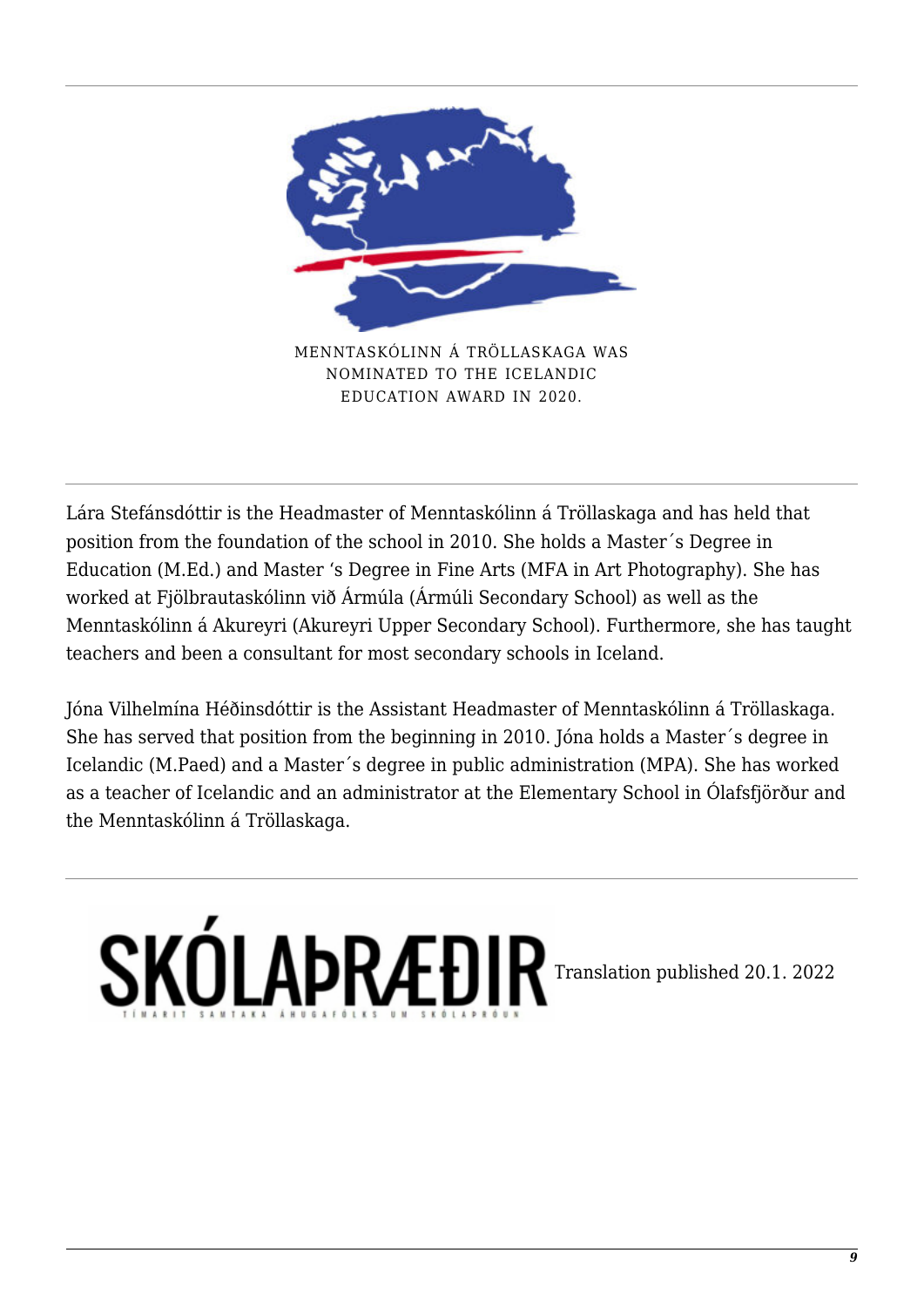MENNTASKÓLINN Á TRÖLLASKAGA WAS NOMINATED TO THE ICELANDIC EDUCATION AWARD IN 2020.

---

Lára Stefánsdóttir is the Headmaster of Menntaskólinn á Tröllaskaga and has held that position from the foundation of the school in 2010. She holds a Master´s Degree in Education (M.Ed.) and Master 's Degree in Fine Arts (MFA in Art Photography). She has worked at Fjölbrautaskólinn við Ármúla (Ármúli Secondary School) as well as the Menntaskólinn á Akureyri (Akureyri Upper Secondary School). Furthermore, she has taught teachers and been a consultant for most secondary schools in Iceland.

Jóna Vilhelmína Héðinsdóttir is the Assistant Headmaster of Menntaskólinn á Tröllaskaga. She has served that position from the beginning in 2010. Jóna holds a Master´s degree in Icelandic (M.Paed) and a Master´s degree in public administration (MPA). She has worked as a teacher of Icelandic and an administrator at the Elementary School in Ólafsfjörður and the Menntaskólinn á Tröllaskaga.

---

SKÓLAÞRÆÐIR

TÍMARIT SAMTAKA ÁHUGAFÓLKS UM SKÓLAÞRÓUN

Translation published 20.1. 2022